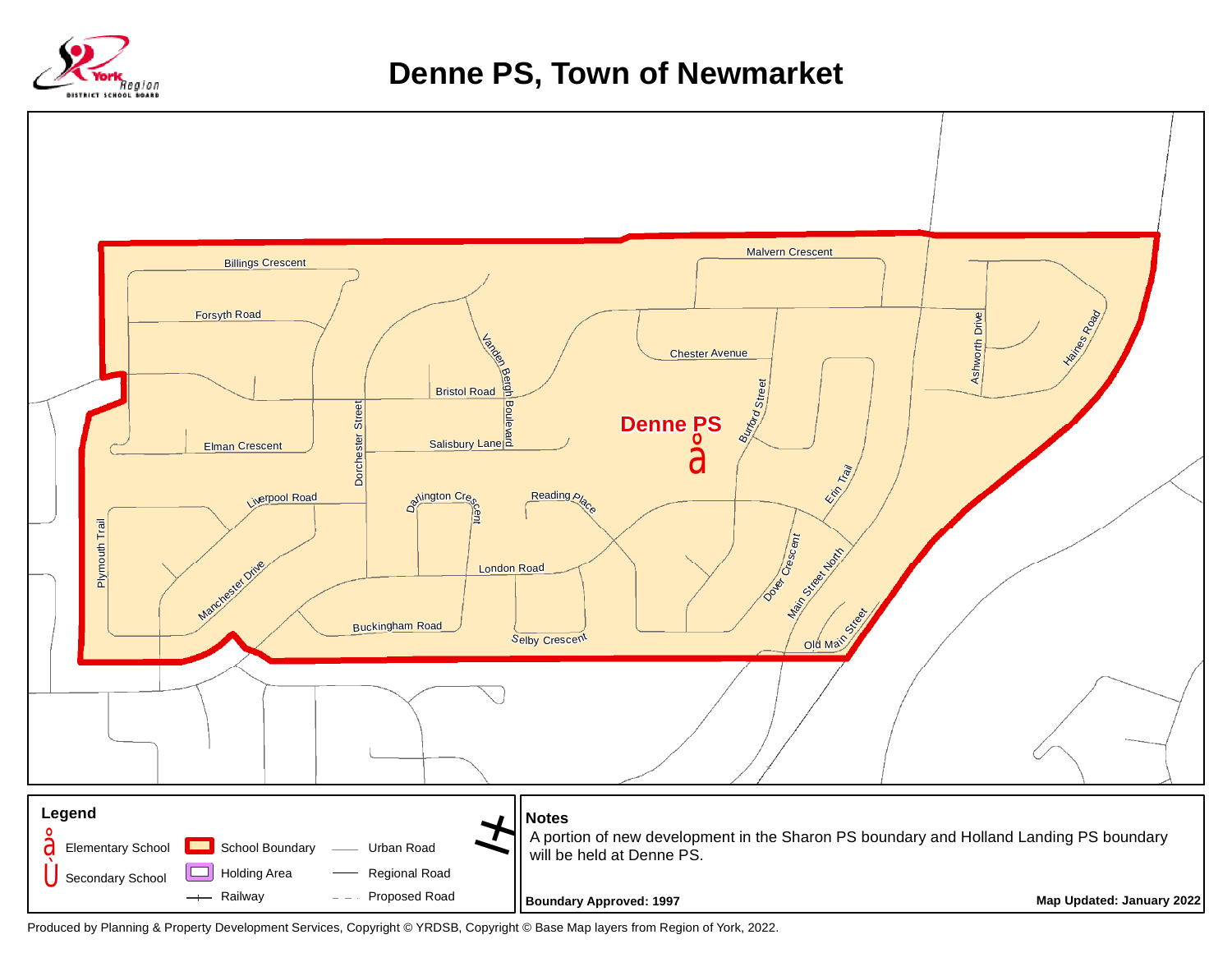# Denne PS, Town of Newmarket

York Region District School Board

Billings Crescent
Forsyth Road
Malvern Crescent
Ashworth Drive
Haines Road
Chester Avenue
Vanden Bergh Boulevard
Bristol Road
Burford Street
Dorchester Street
Salisbury Lane
Elman Crescent
Denne PS
Erin Trail
Liverpool Road
Darlington Crescent
Reading Place
Plymouth Trail
Manchester Drive
London Road
Dover Crescent
Main Street North
Old Main Street
Buckingham Road
Selby Crescent

## Legend

- Elementary School
- Secondary School
- School Boundary
- Holding Area
- Railway
- Urban Road
- Regional Road
- Proposed Road

## Notes

A portion of new development in the Sharon PS boundary and Holland Landing PS boundary will be held at Denne PS.

**Boundary Approved: 1997**

**Map Updated: January 2022**

Produced by Planning & Property Development Services, Copyright © YRDSB, Copyright © Base Map layers from Region of York, 2022.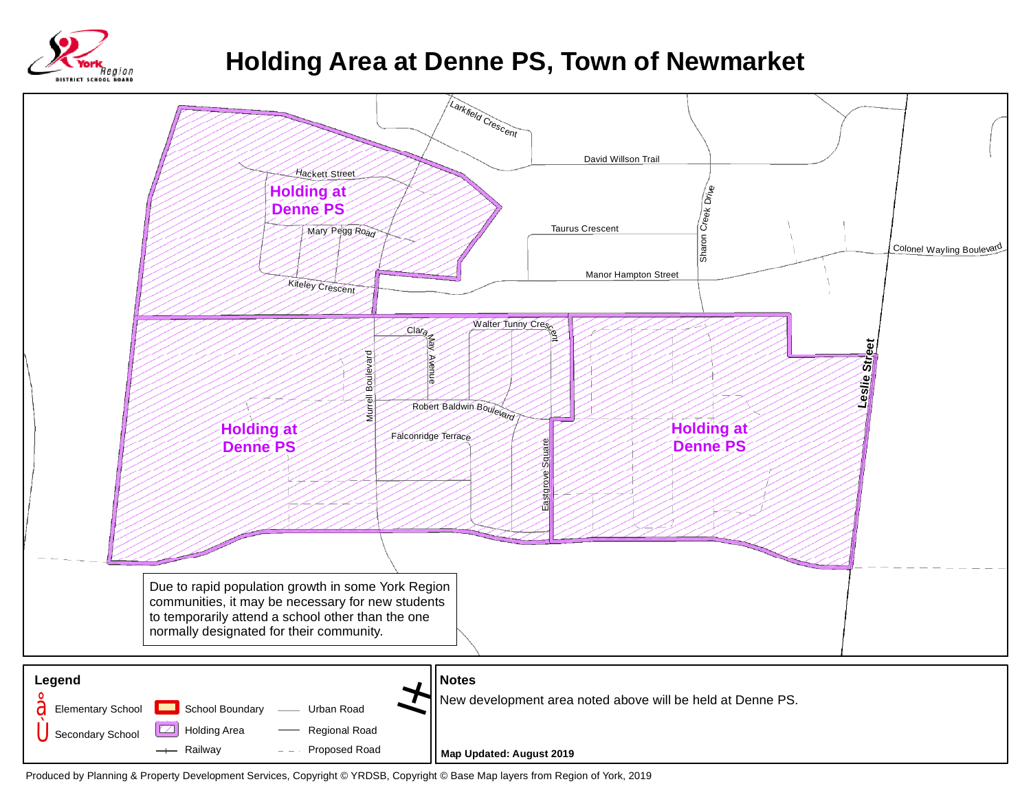# Holding Area at Denne PS, Town of Newmarket

Larkfield Crescent

David Willson Trail

Hackett Street

Holding at Denne PS

Mary Pegg Road

Taurus Crescent

Sharon Creek Drive

Colonel Wayling Boulevard

Manor Hampton Street

Kiteley Crescent

Walter Tunny Crescent

Clara May Avenue

Murrell Boulevard

Leslie Street

Robert Baldwin Boulevard

Holding at Denne PS

Falconridge Terrace

Eastgrove Square

Holding at Denne PS

Due to rapid population growth in some York Region communities, it may be necessary for new students to temporarily attend a school other than the one normally designated for their community.

**Legend**

- Elementary School
- Secondary School
- School Boundary
- Holding Area
- Railway
- Urban Road
- Regional Road
- Proposed Road

**Notes**

New development area noted above will be held at Denne PS.

**Map Updated: August 2019**

Produced by Planning & Property Development Services, Copyright © YRDSB, Copyright © Base Map layers from Region of York, 2019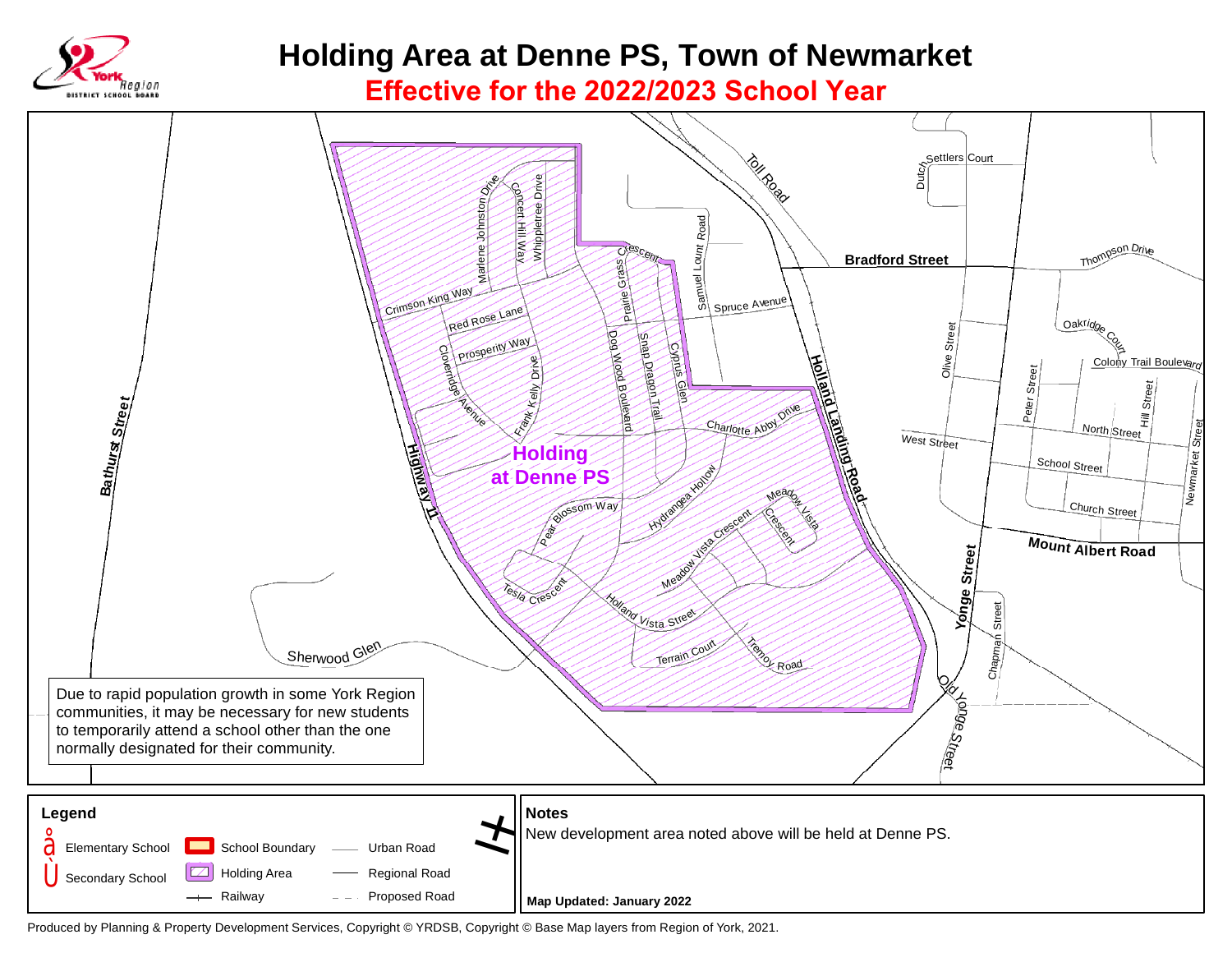# Holding Area at Denne PS, Town of Newmarket

## Effective for the 2022/2023 School Year

Holding at Denne PS

Bathurst Street
Highway 11
Holland Landing Road
Toll Road
Bradford Street
Yonge Street
Old Yonge Street
Mount Albert Road
Sherwood Glen
Settlers Court
Dutch
Thompson Drive
Oakridge Court
Colony Trail Boulevard
Olive Street
Peter Street
Hill Street
North Street
West Street
School Street
Church Street
Newmarket Street
Chapman Street
Samuel Lount Road
Spruce Avenue
Marlene Johnston Drive
Concert Hill Way
Whippletree Drive
Crimson King Way
Red Rose Lane
Prosperity Way
Cloverridge Avenue
Frank Kelly Drive
Prairie Grass Crescent
Dog Wood Boulevard
Snap Dragon Trail
Cyprus Glen
Charlotte Abby Drive
Pear Blossom Way
Hydrangea Hollow
Meadow Vista Crescent
Meadow Vista Crescent
Tesla Crescent
Holland Vista Street
Terrain Court
Tremoy Road

Due to rapid population growth in some York Region communities, it may be necessary for new students to temporarily attend a school other than the one normally designated for their community.

**Legend**

Elementary School
Secondary School
School Boundary
Holding Area
Railway
Urban Road
Regional Road
Proposed Road

**Notes**

New development area noted above will be held at Denne PS.

**Map Updated: January 2022**

Produced by Planning & Property Development Services, Copyright © YRDSB, Copyright © Base Map layers from Region of York, 2021.